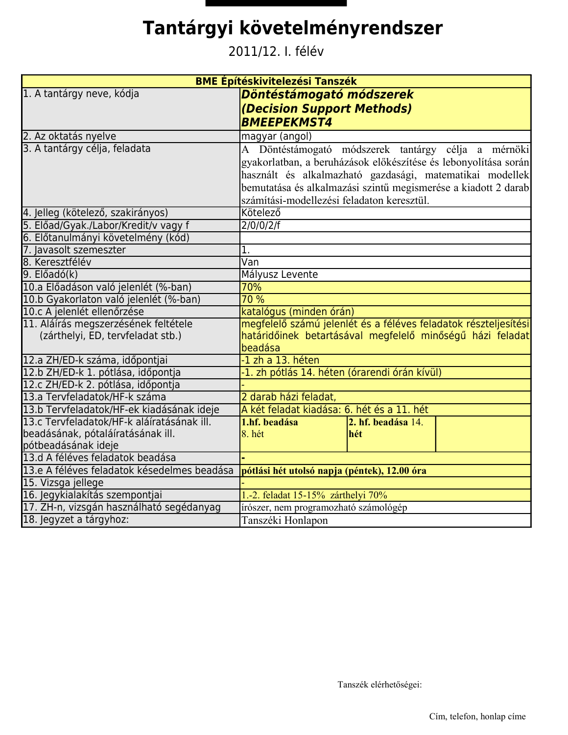# Tantárgyi követelményrendszer

2011/12. I. félév

| BME Építéskivitelezési Tanszék | | | |
|---|---|---|---|
| 1. A tantárgy neve, kódja | ***Döntéstámogató módszerek (Decision Support Methods) BMEEPEKMST4*** | | |
| 2. Az oktatás nyelve | magyar (angol) | | |
| 3. A tantárgy célja, feladata | A Döntéstámogató módszerek tantárgy célja a mérnöki gyakorlatban, a beruházások előkészítése és lebonyolítása során használt és alkalmazható gazdasági, matematikai modellek bemutatása és alkalmazási szintű megismerése a kiadott 2 darab számítási-modellezési feladaton keresztül. | | |
| 4. Jelleg (kötelező, szakirányos) | Kötelező | | |
| 5. Előad/Gyak./Labor/Kredit/v vagy f | 2/0/0/2/f | | |
| 6. Előtanulmányi követelmény (kód) | | | |
| 7. Javasolt szemeszter | 1. | | |
| 8. Keresztfélév | Van | | |
| 9. Előadó(k) | Mályusz Levente | | |
| 10.a Előadáson való jelenlét (%-ban) | 70% | | |
| 10.b Gyakorlaton való jelenlét (%-ban) | 70 % | | |
| 10.c A jelenlét ellenőrzése | katalógus (minden órán) | | |
| 11. Aláírás megszerzésének feltétele (zárthelyi, ED, tervfeladat stb.) | megfelelő számú jelenlét és a féléves feladatok részteljesítési határidőinek betartásával megfelelő minőségű házi feladat beadása | | |
| 12.a ZH/ED-k száma, időpontjai | -1 zh a 13. héten | | |
| 12.b ZH/ED-k 1. pótlása, időpontja | -1. zh pótlás 14. héten (órarendi órán kívül) | | |
| 12.c ZH/ED-k 2. pótlása, időpontja | - | | |
| 13.a Tervfeladatok/HF-k száma | 2 darab házi feladat, | | |
| 13.b Tervfeladatok/HF-ek kiadásának ideje | A két feladat kiadása: 6. hét és a 11. hét | | |
| 13.c Tervfeladatok/HF-k aláíratásának ill. beadásának, pótaláíratásának ill. pótbeadásának ideje | **1.hf. beadása** 8. hét | **2. hf. beadása** 14. **hét** | |
| 13.d A féléves feladatok beadása | **-** | | |
| 13.e A féléves feladatok késedelmes beadása | **pótlási hét utolsó napja (péntek), 12.00 óra** | | |
| 15. Vizsga jellege | - | | |
| 16. Jegykialakítás szempontjai | 1.-2. feladat 15-15% zárthelyi 70% | | |
| 17. ZH-n, vizsgán használható segédanyag | írószer, nem programozható számológép | | |
| 18. Jegyzet a tárgyhoz: | Tanszéki Honlapon | | |

Tanszék elérhetőségei:

Cím, telefon, honlap címe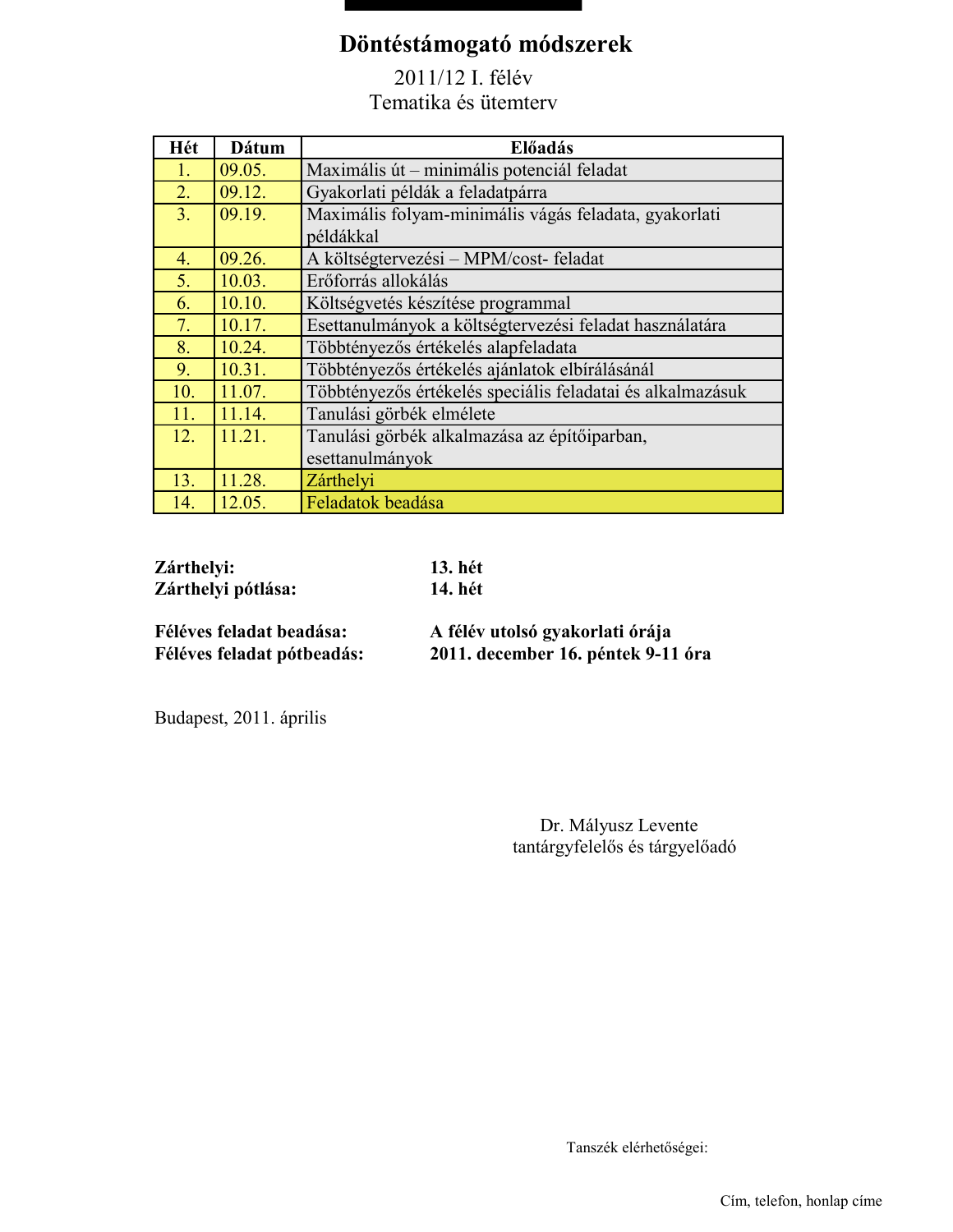# Döntéstámogató módszerek

2011/12 I. félév
Tematika és ütemterv

| Hét | Dátum | Előadás |
|---|---|---|
| 1. | 09.05. | Maximális út – minimális potenciál feladat |
| 2. | 09.12. | Gyakorlati példák a feladatpárra |
| 3. | 09.19. | Maximális folyam-minimális vágás feladata, gyakorlati példákkal |
| 4. | 09.26. | A költségtervezési – MPM/cost- feladat |
| 5. | 10.03. | Erőforrás allokálás |
| 6. | 10.10. | Költségvetés készítése programmal |
| 7. | 10.17. | Esettanulmányok a költségtervezési feladat használatára |
| 8. | 10.24. | Többtényezős értékelés alapfeladata |
| 9. | 10.31. | Többtényezős értékelés ajánlatok elbírálásánál |
| 10. | 11.07. | Többtényezős értékelés speciális feladatai és alkalmazásuk |
| 11. | 11.14. | Tanulási görbék elmélete |
| 12. | 11.21. | Tanulási görbék alkalmazása az építőiparban, esettanulmányok |
| 13. | 11.28. | Zárthelyi |
| 14. | 12.05. | Feladatok beadása |

**Zárthelyi:** **13. hét**
**Zárthelyi pótlása:** **14. hét**

**Féléves feladat beadása:** **A félév utolsó gyakorlati órája**
**Féléves feladat pótbeadás:** **2011. december 16. péntek 9-11 óra**

Budapest, 2011. április

Dr. Mályusz Levente
tantárgyfelelős és tárgyelőadó

Tanszék elérhetőségei:

Cím, telefon, honlap címe